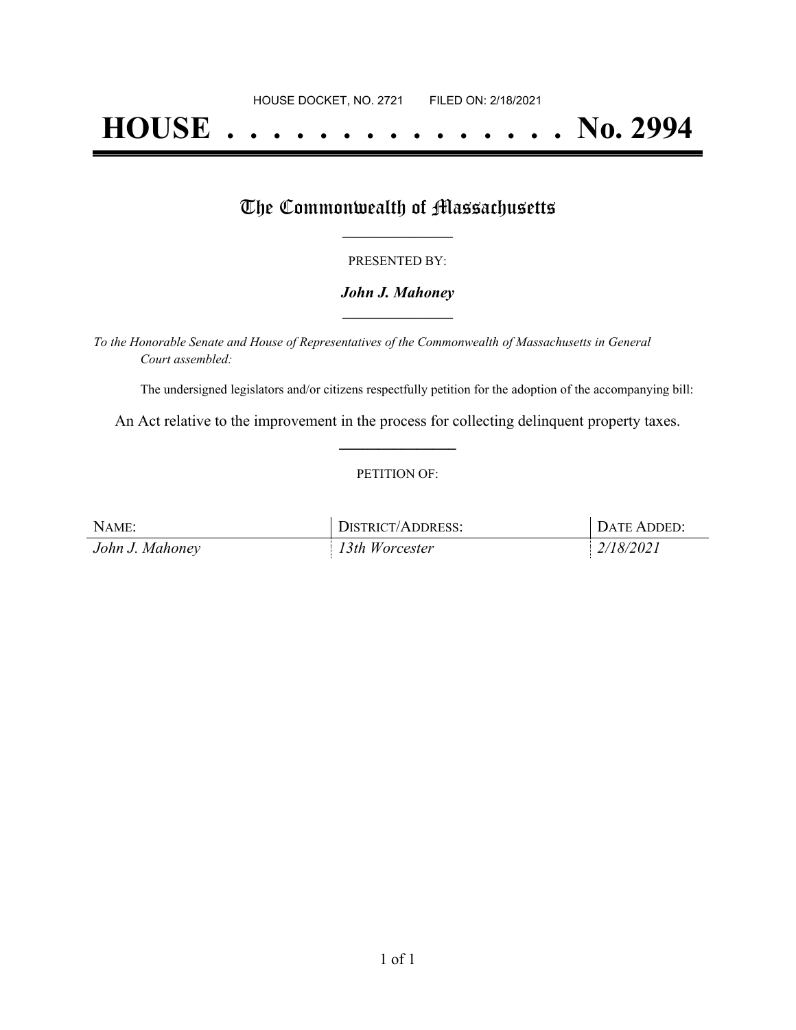HOUSE DOCKET, NO. 2721 FILED ON: 2/18/2021

# HOUSE . . . . . . . . . . . . . . . No. 2994

## The Commonwealth of Massachusetts

PRESENTED BY:

***John J. Mahoney***

*To the Honorable Senate and House of Representatives of the Commonwealth of Massachusetts in General Court assembled:*

The undersigned legislators and/or citizens respectfully petition for the adoption of the accompanying bill:

An Act relative to the improvement in the process for collecting delinquent property taxes.

PETITION OF:

| NAME: | DISTRICT/ADDRESS: | DATE ADDED: |
|---|---|---|
| *John J. Mahoney* | *13th Worcester* | *2/18/2021* |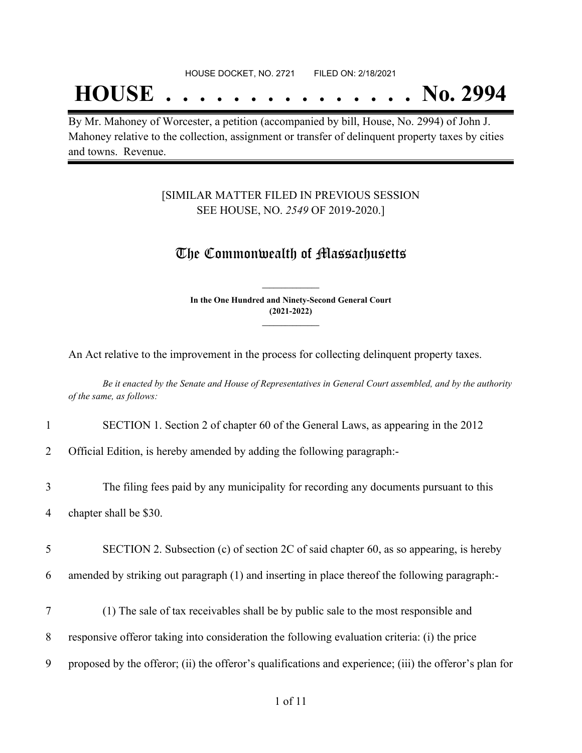HOUSE DOCKET, NO. 2721 FILED ON: 2/18/2021

# HOUSE . . . . . . . . . . . . . . . No. 2994

By Mr. Mahoney of Worcester, a petition (accompanied by bill, House, No. 2994) of John J. Mahoney relative to the collection, assignment or transfer of delinquent property taxes by cities and towns. Revenue.

[SIMILAR MATTER FILED IN PREVIOUS SESSION SEE HOUSE, NO. *2549* OF 2019-2020.]

## The Commonwealth of Massachusetts

**In the One Hundred and Ninety-Second General Court (2021-2022)**

An Act relative to the improvement in the process for collecting delinquent property taxes.

*Be it enacted by the Senate and House of Representatives in General Court assembled, and by the authority of the same, as follows:*

1 SECTION 1. Section 2 of chapter 60 of the General Laws, as appearing in the 2012

2 Official Edition, is hereby amended by adding the following paragraph:-

3 The filing fees paid by any municipality for recording any documents pursuant to this

4 chapter shall be $30.

5 SECTION 2. Subsection (c) of section 2C of said chapter 60, as so appearing, is hereby

6 amended by striking out paragraph (1) and inserting in place thereof the following paragraph:-

7 (1) The sale of tax receivables shall be by public sale to the most responsible and

8 responsive offeror taking into consideration the following evaluation criteria: (i) the price

9 proposed by the offeror; (ii) the offeror's qualifications and experience; (iii) the offeror's plan for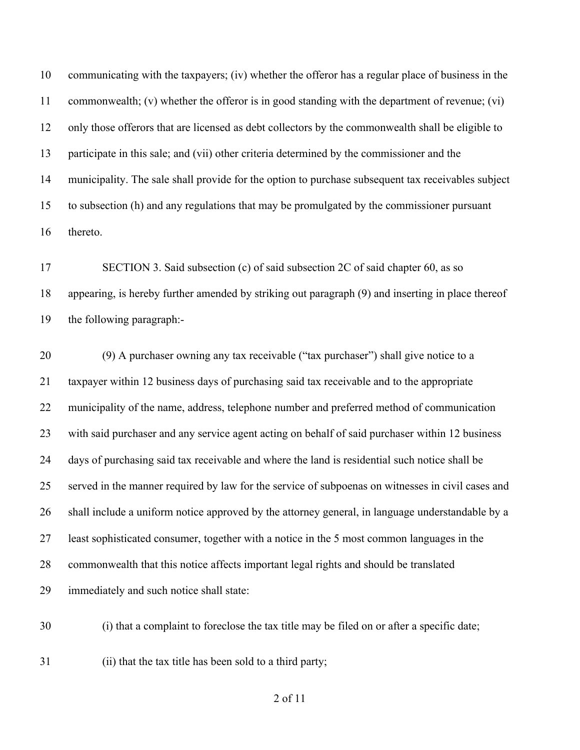communicating with the taxpayers; (iv) whether the offeror has a regular place of business in the commonwealth; (v) whether the offeror is in good standing with the department of revenue; (vi) only those offerors that are licensed as debt collectors by the commonwealth shall be eligible to participate in this sale; and (vii) other criteria determined by the commissioner and the municipality. The sale shall provide for the option to purchase subsequent tax receivables subject to subsection (h) and any regulations that may be promulgated by the commissioner pursuant thereto.

SECTION 3. Said subsection (c) of said subsection 2C of said chapter 60, as so appearing, is hereby further amended by striking out paragraph (9) and inserting in place thereof the following paragraph:-

(9) A purchaser owning any tax receivable ("tax purchaser") shall give notice to a taxpayer within 12 business days of purchasing said tax receivable and to the appropriate municipality of the name, address, telephone number and preferred method of communication with said purchaser and any service agent acting on behalf of said purchaser within 12 business days of purchasing said tax receivable and where the land is residential such notice shall be served in the manner required by law for the service of subpoenas on witnesses in civil cases and shall include a uniform notice approved by the attorney general, in language understandable by a least sophisticated consumer, together with a notice in the 5 most common languages in the commonwealth that this notice affects important legal rights and should be translated immediately and such notice shall state:

(i) that a complaint to foreclose the tax title may be filed on or after a specific date;

(ii) that the tax title has been sold to a third party;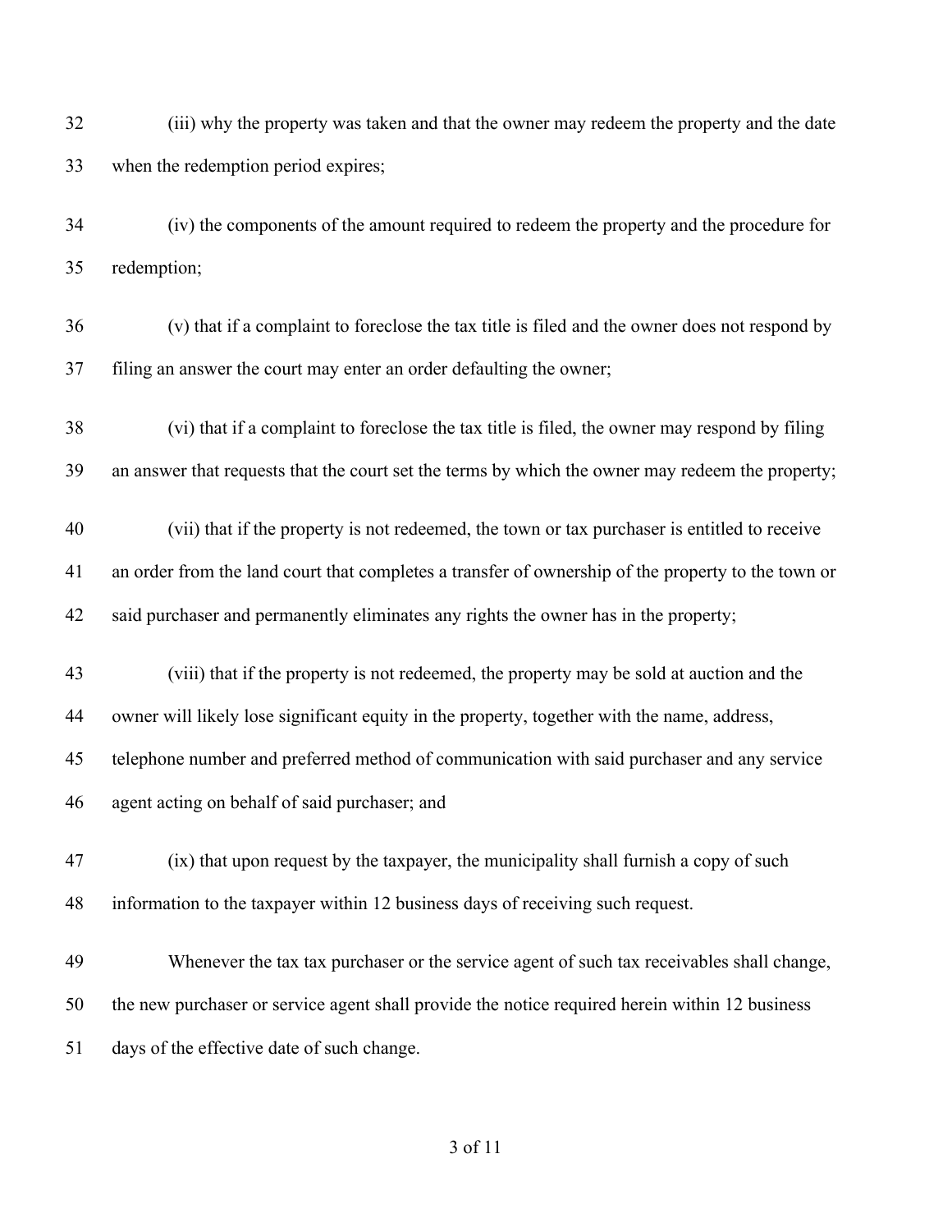(iii) why the property was taken and that the owner may redeem the property and the date when the redemption period expires;

(iv) the components of the amount required to redeem the property and the procedure for redemption;

(v) that if a complaint to foreclose the tax title is filed and the owner does not respond by filing an answer the court may enter an order defaulting the owner;

(vi) that if a complaint to foreclose the tax title is filed, the owner may respond by filing an answer that requests that the court set the terms by which the owner may redeem the property;

(vii) that if the property is not redeemed, the town or tax purchaser is entitled to receive an order from the land court that completes a transfer of ownership of the property to the town or said purchaser and permanently eliminates any rights the owner has in the property;

(viii) that if the property is not redeemed, the property may be sold at auction and the owner will likely lose significant equity in the property, together with the name, address, telephone number and preferred method of communication with said purchaser and any service agent acting on behalf of said purchaser; and

(ix) that upon request by the taxpayer, the municipality shall furnish a copy of such information to the taxpayer within 12 business days of receiving such request.

Whenever the tax tax purchaser or the service agent of such tax receivables shall change, the new purchaser or service agent shall provide the notice required herein within 12 business days of the effective date of such change.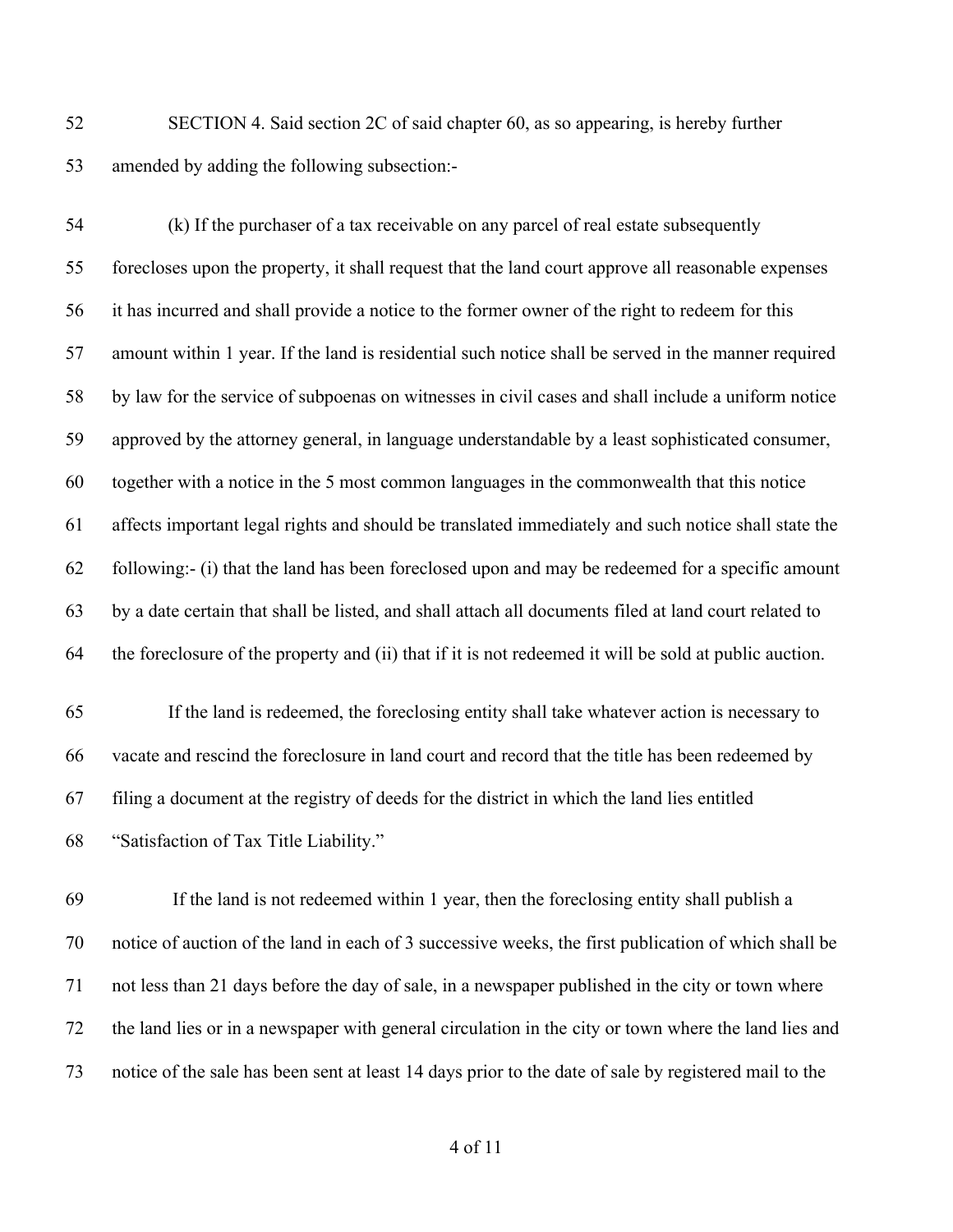SECTION 4. Said section 2C of said chapter 60, as so appearing, is hereby further amended by adding the following subsection:-

(k) If the purchaser of a tax receivable on any parcel of real estate subsequently forecloses upon the property, it shall request that the land court approve all reasonable expenses it has incurred and shall provide a notice to the former owner of the right to redeem for this amount within 1 year. If the land is residential such notice shall be served in the manner required by law for the service of subpoenas on witnesses in civil cases and shall include a uniform notice approved by the attorney general, in language understandable by a least sophisticated consumer, together with a notice in the 5 most common languages in the commonwealth that this notice affects important legal rights and should be translated immediately and such notice shall state the following:- (i) that the land has been foreclosed upon and may be redeemed for a specific amount by a date certain that shall be listed, and shall attach all documents filed at land court related to the foreclosure of the property and (ii) that if it is not redeemed it will be sold at public auction.

If the land is redeemed, the foreclosing entity shall take whatever action is necessary to vacate and rescind the foreclosure in land court and record that the title has been redeemed by filing a document at the registry of deeds for the district in which the land lies entitled "Satisfaction of Tax Title Liability."

If the land is not redeemed within 1 year, then the foreclosing entity shall publish a notice of auction of the land in each of 3 successive weeks, the first publication of which shall be not less than 21 days before the day of sale, in a newspaper published in the city or town where the land lies or in a newspaper with general circulation in the city or town where the land lies and notice of the sale has been sent at least 14 days prior to the date of sale by registered mail to the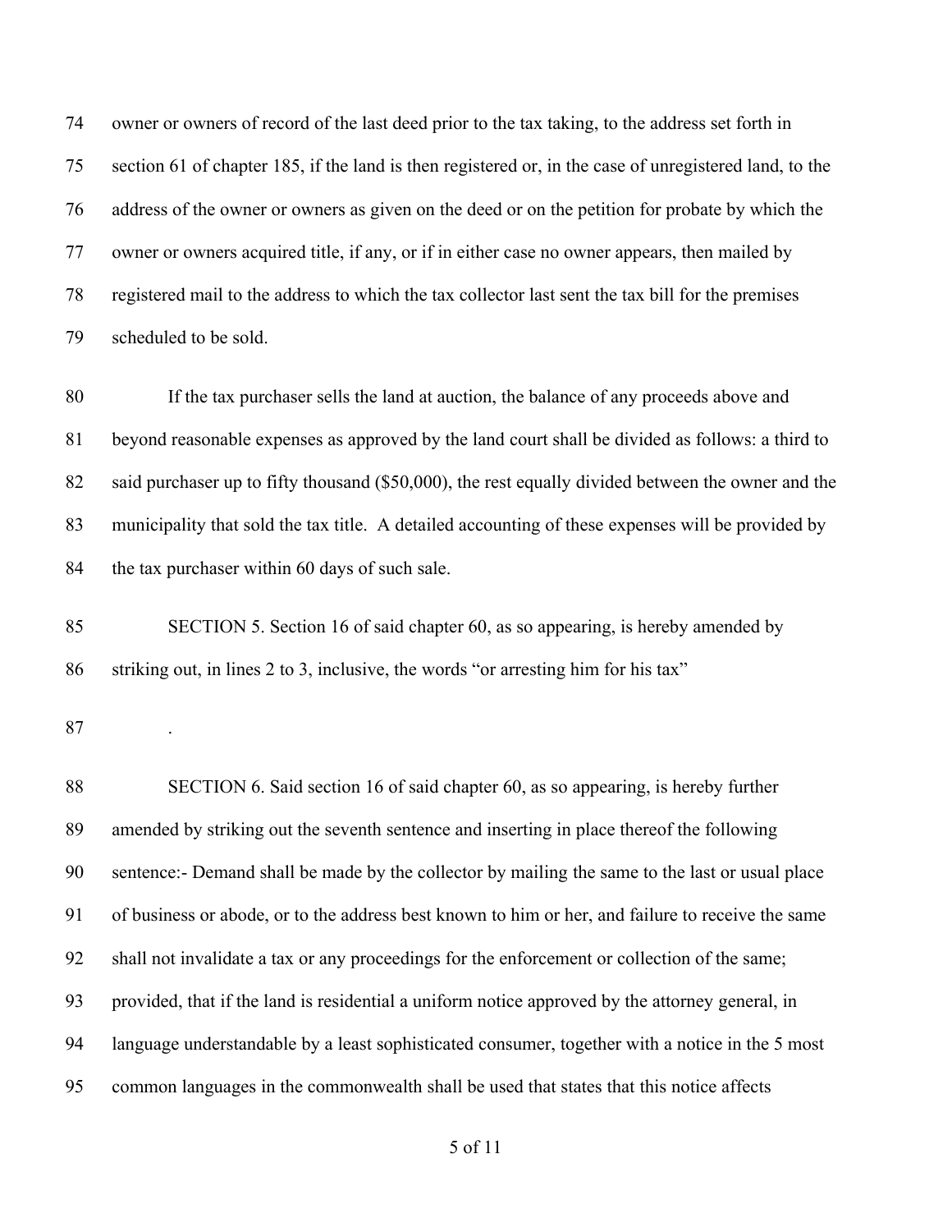owner or owners of record of the last deed prior to the tax taking, to the address set forth in section 61 of chapter 185, if the land is then registered or, in the case of unregistered land, to the address of the owner or owners as given on the deed or on the petition for probate by which the owner or owners acquired title, if any, or if in either case no owner appears, then mailed by registered mail to the address to which the tax collector last sent the tax bill for the premises scheduled to be sold.

If the tax purchaser sells the land at auction, the balance of any proceeds above and beyond reasonable expenses as approved by the land court shall be divided as follows: a third to said purchaser up to fifty thousand ($50,000), the rest equally divided between the owner and the municipality that sold the tax title. A detailed accounting of these expenses will be provided by the tax purchaser within 60 days of such sale.

SECTION 5. Section 16 of said chapter 60, as so appearing, is hereby amended by striking out, in lines 2 to 3, inclusive, the words "or arresting him for his tax"

.

SECTION 6. Said section 16 of said chapter 60, as so appearing, is hereby further amended by striking out the seventh sentence and inserting in place thereof the following sentence:- Demand shall be made by the collector by mailing the same to the last or usual place of business or abode, or to the address best known to him or her, and failure to receive the same shall not invalidate a tax or any proceedings for the enforcement or collection of the same; provided, that if the land is residential a uniform notice approved by the attorney general, in language understandable by a least sophisticated consumer, together with a notice in the 5 most common languages in the commonwealth shall be used that states that this notice affects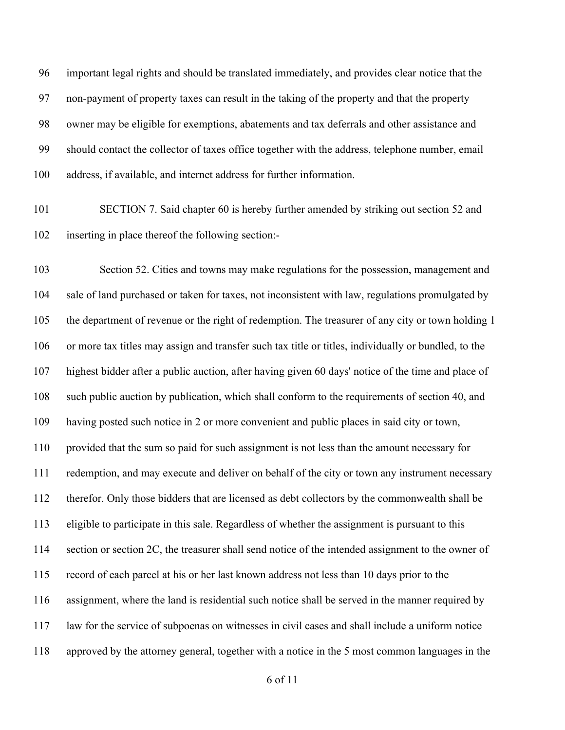important legal rights and should be translated immediately, and provides clear notice that the non-payment of property taxes can result in the taking of the property and that the property owner may be eligible for exemptions, abatements and tax deferrals and other assistance and should contact the collector of taxes office together with the address, telephone number, email address, if available, and internet address for further information.

SECTION 7. Said chapter 60 is hereby further amended by striking out section 52 and inserting in place thereof the following section:-

Section 52. Cities and towns may make regulations for the possession, management and sale of land purchased or taken for taxes, not inconsistent with law, regulations promulgated by the department of revenue or the right of redemption. The treasurer of any city or town holding 1 or more tax titles may assign and transfer such tax title or titles, individually or bundled, to the highest bidder after a public auction, after having given 60 days' notice of the time and place of such public auction by publication, which shall conform to the requirements of section 40, and having posted such notice in 2 or more convenient and public places in said city or town, provided that the sum so paid for such assignment is not less than the amount necessary for redemption, and may execute and deliver on behalf of the city or town any instrument necessary therefor. Only those bidders that are licensed as debt collectors by the commonwealth shall be eligible to participate in this sale. Regardless of whether the assignment is pursuant to this section or section 2C, the treasurer shall send notice of the intended assignment to the owner of record of each parcel at his or her last known address not less than 10 days prior to the assignment, where the land is residential such notice shall be served in the manner required by law for the service of subpoenas on witnesses in civil cases and shall include a uniform notice approved by the attorney general, together with a notice in the 5 most common languages in the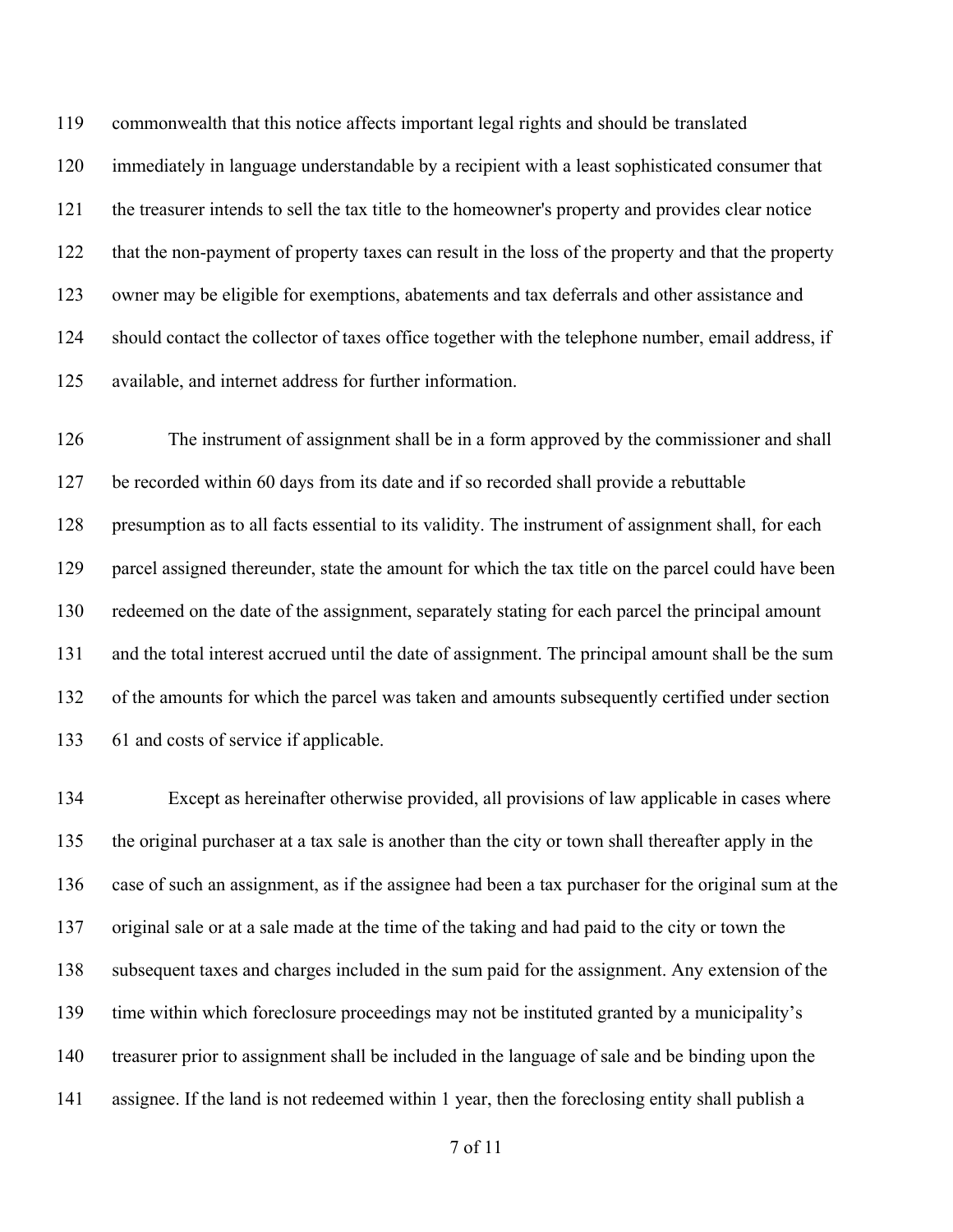commonwealth that this notice affects important legal rights and should be translated immediately in language understandable by a recipient with a least sophisticated consumer that the treasurer intends to sell the tax title to the homeowner's property and provides clear notice that the non-payment of property taxes can result in the loss of the property and that the property owner may be eligible for exemptions, abatements and tax deferrals and other assistance and should contact the collector of taxes office together with the telephone number, email address, if available, and internet address for further information.

The instrument of assignment shall be in a form approved by the commissioner and shall be recorded within 60 days from its date and if so recorded shall provide a rebuttable presumption as to all facts essential to its validity. The instrument of assignment shall, for each parcel assigned thereunder, state the amount for which the tax title on the parcel could have been redeemed on the date of the assignment, separately stating for each parcel the principal amount and the total interest accrued until the date of assignment. The principal amount shall be the sum of the amounts for which the parcel was taken and amounts subsequently certified under section 61 and costs of service if applicable.

Except as hereinafter otherwise provided, all provisions of law applicable in cases where the original purchaser at a tax sale is another than the city or town shall thereafter apply in the case of such an assignment, as if the assignee had been a tax purchaser for the original sum at the original sale or at a sale made at the time of the taking and had paid to the city or town the subsequent taxes and charges included in the sum paid for the assignment. Any extension of the time within which foreclosure proceedings may not be instituted granted by a municipality's treasurer prior to assignment shall be included in the language of sale and be binding upon the assignee. If the land is not redeemed within 1 year, then the foreclosing entity shall publish a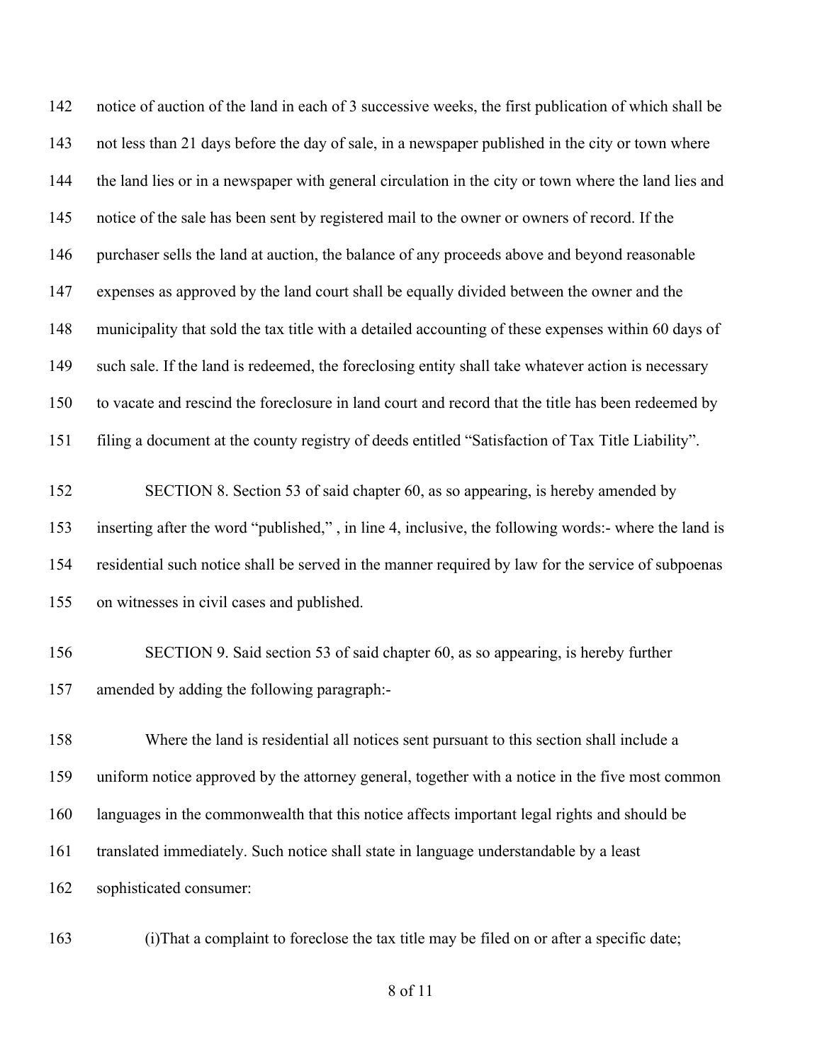notice of auction of the land in each of 3 successive weeks, the first publication of which shall be not less than 21 days before the day of sale, in a newspaper published in the city or town where the land lies or in a newspaper with general circulation in the city or town where the land lies and notice of the sale has been sent by registered mail to the owner or owners of record. If the purchaser sells the land at auction, the balance of any proceeds above and beyond reasonable expenses as approved by the land court shall be equally divided between the owner and the municipality that sold the tax title with a detailed accounting of these expenses within 60 days of such sale. If the land is redeemed, the foreclosing entity shall take whatever action is necessary to vacate and rescind the foreclosure in land court and record that the title has been redeemed by filing a document at the county registry of deeds entitled "Satisfaction of Tax Title Liability".

SECTION 8. Section 53 of said chapter 60, as so appearing, is hereby amended by inserting after the word "published," , in line 4, inclusive, the following words:- where the land is residential such notice shall be served in the manner required by law for the service of subpoenas on witnesses in civil cases and published.

SECTION 9. Said section 53 of said chapter 60, as so appearing, is hereby further amended by adding the following paragraph:-

Where the land is residential all notices sent pursuant to this section shall include a uniform notice approved by the attorney general, together with a notice in the five most common languages in the commonwealth that this notice affects important legal rights and should be translated immediately. Such notice shall state in language understandable by a least sophisticated consumer:

(i)That a complaint to foreclose the tax title may be filed on or after a specific date;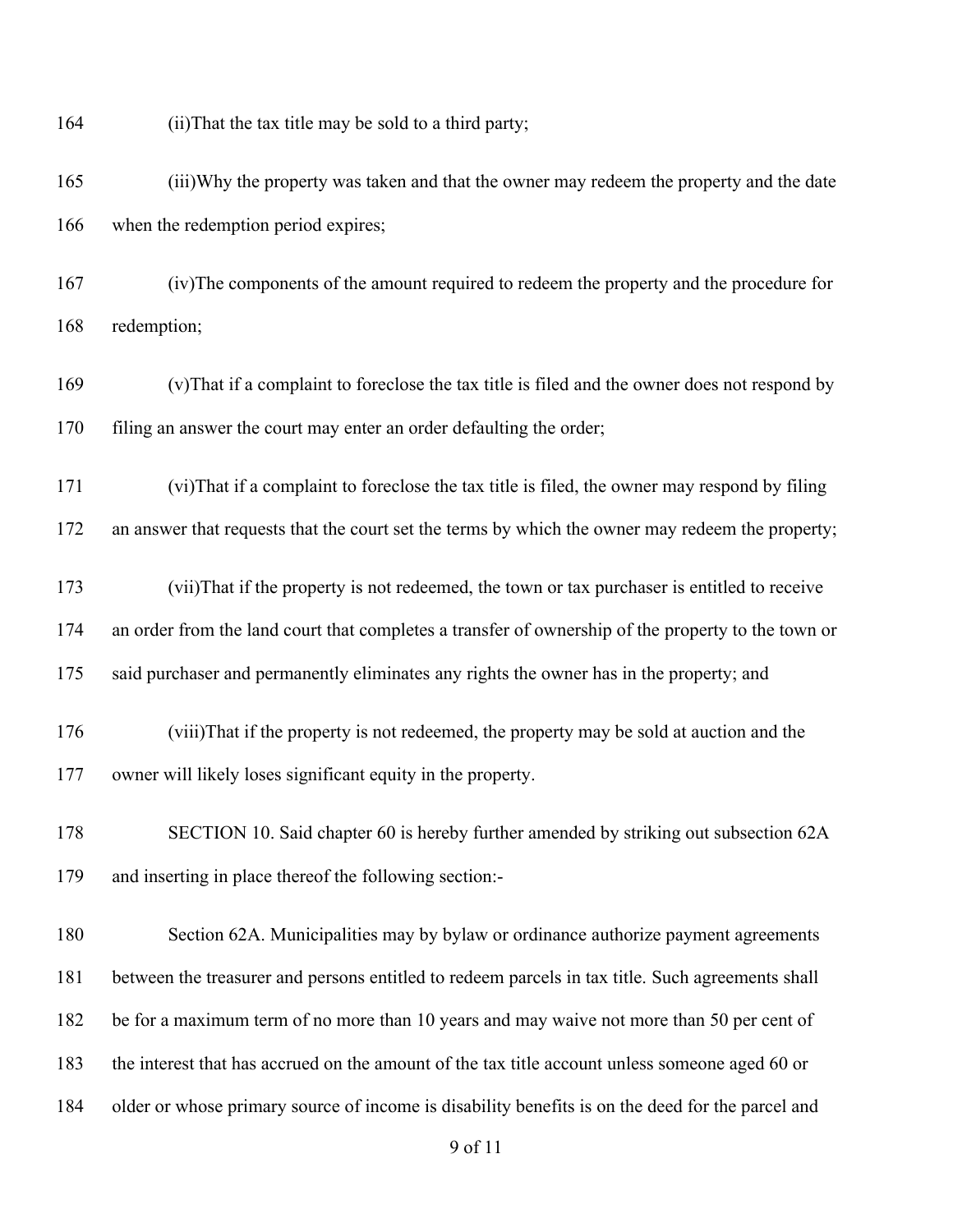(ii)That the tax title may be sold to a third party;

(iii)Why the property was taken and that the owner may redeem the property and the date when the redemption period expires;

(iv)The components of the amount required to redeem the property and the procedure for redemption;

(v)That if a complaint to foreclose the tax title is filed and the owner does not respond by filing an answer the court may enter an order defaulting the order;

(vi)That if a complaint to foreclose the tax title is filed, the owner may respond by filing an answer that requests that the court set the terms by which the owner may redeem the property;

(vii)That if the property is not redeemed, the town or tax purchaser is entitled to receive an order from the land court that completes a transfer of ownership of the property to the town or said purchaser and permanently eliminates any rights the owner has in the property; and

(viii)That if the property is not redeemed, the property may be sold at auction and the owner will likely loses significant equity in the property.

SECTION 10. Said chapter 60 is hereby further amended by striking out subsection 62A and inserting in place thereof the following section:-

Section 62A. Municipalities may by bylaw or ordinance authorize payment agreements between the treasurer and persons entitled to redeem parcels in tax title. Such agreements shall be for a maximum term of no more than 10 years and may waive not more than 50 per cent of the interest that has accrued on the amount of the tax title account unless someone aged 60 or older or whose primary source of income is disability benefits is on the deed for the parcel and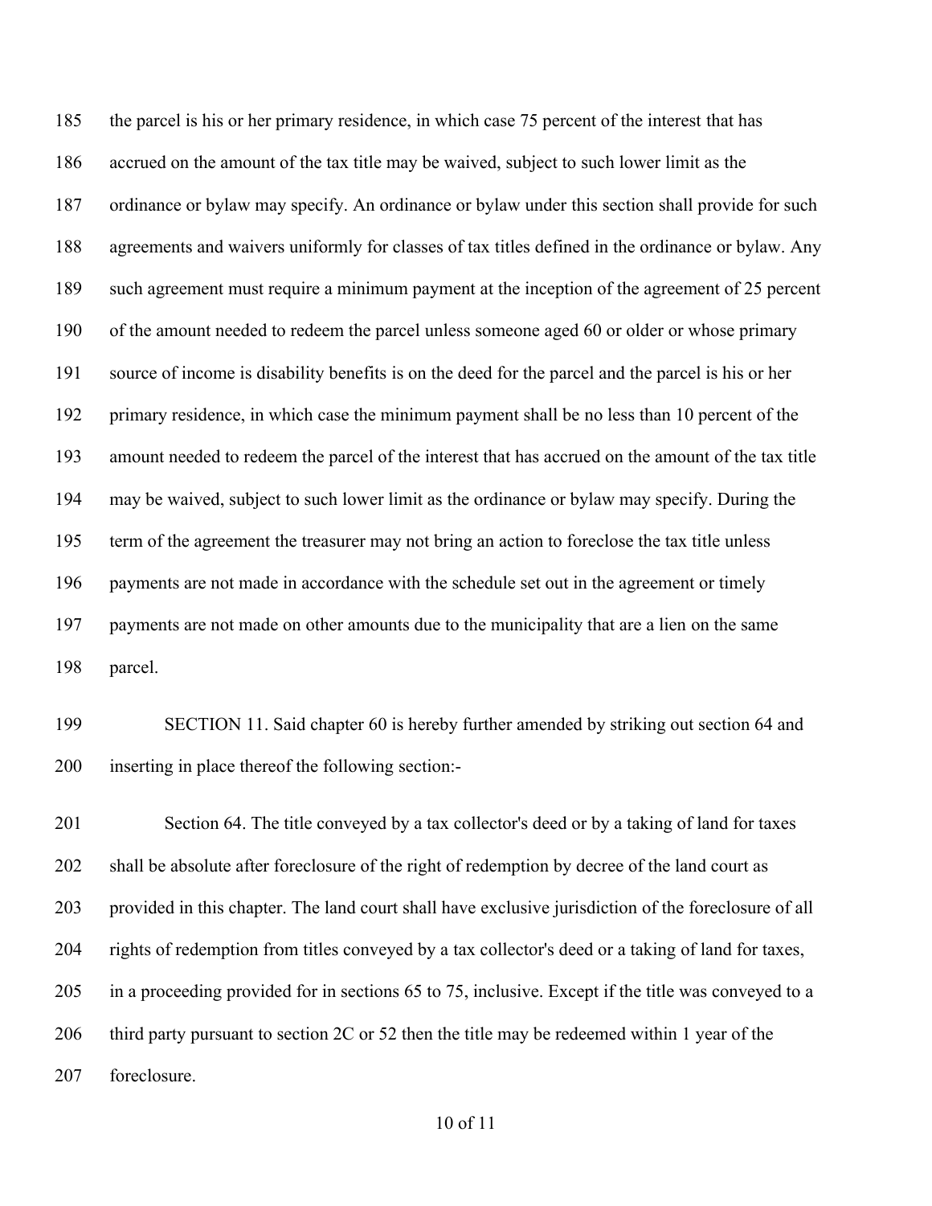the parcel is his or her primary residence, in which case 75 percent of the interest that has accrued on the amount of the tax title may be waived, subject to such lower limit as the ordinance or bylaw may specify. An ordinance or bylaw under this section shall provide for such agreements and waivers uniformly for classes of tax titles defined in the ordinance or bylaw. Any such agreement must require a minimum payment at the inception of the agreement of 25 percent of the amount needed to redeem the parcel unless someone aged 60 or older or whose primary source of income is disability benefits is on the deed for the parcel and the parcel is his or her primary residence, in which case the minimum payment shall be no less than 10 percent of the amount needed to redeem the parcel of the interest that has accrued on the amount of the tax title may be waived, subject to such lower limit as the ordinance or bylaw may specify. During the term of the agreement the treasurer may not bring an action to foreclose the tax title unless payments are not made in accordance with the schedule set out in the agreement or timely payments are not made on other amounts due to the municipality that are a lien on the same parcel.

SECTION 11. Said chapter 60 is hereby further amended by striking out section 64 and inserting in place thereof the following section:-

Section 64. The title conveyed by a tax collector's deed or by a taking of land for taxes shall be absolute after foreclosure of the right of redemption by decree of the land court as provided in this chapter. The land court shall have exclusive jurisdiction of the foreclosure of all rights of redemption from titles conveyed by a tax collector's deed or a taking of land for taxes, in a proceeding provided for in sections 65 to 75, inclusive. Except if the title was conveyed to a third party pursuant to section 2C or 52 then the title may be redeemed within 1 year of the foreclosure.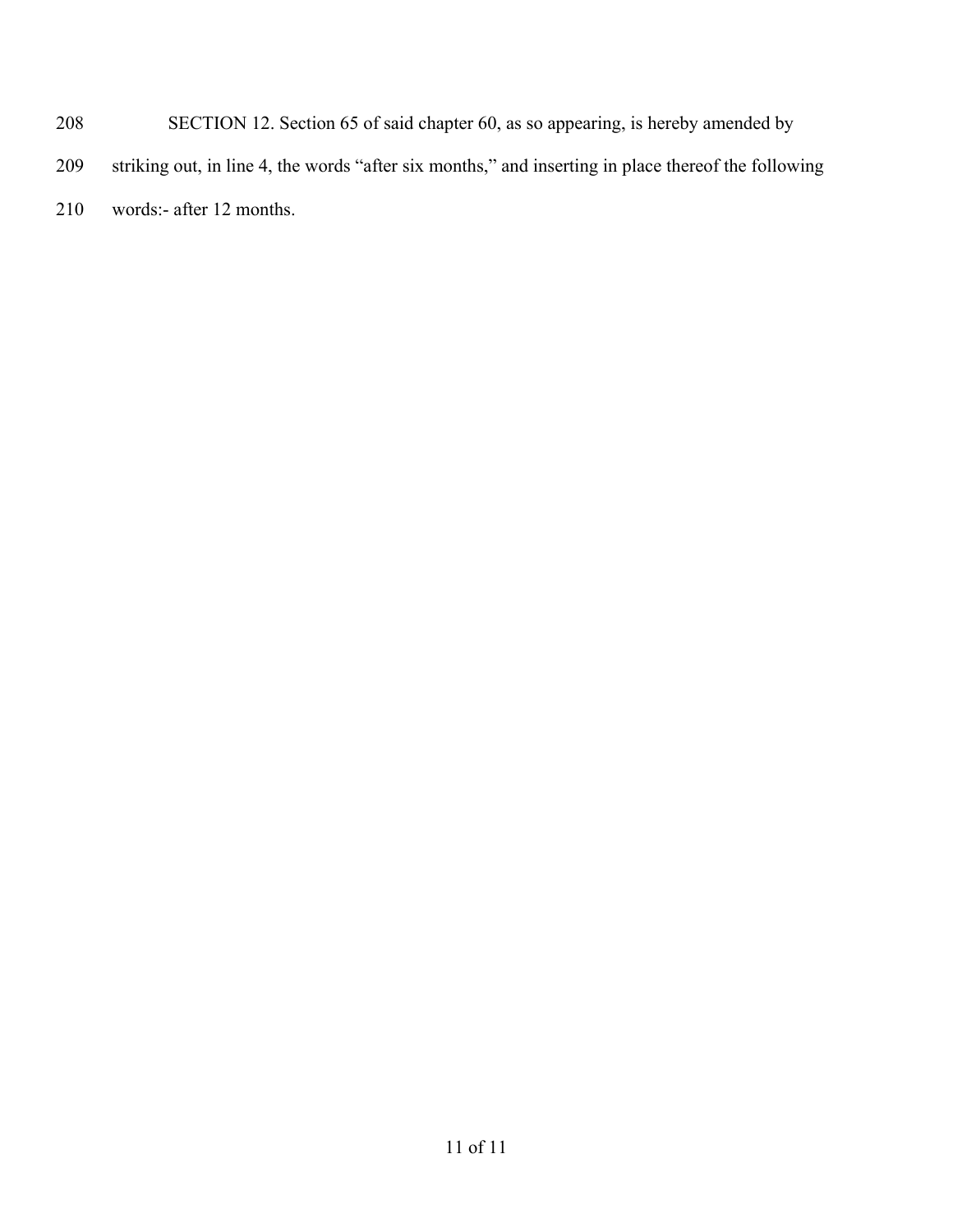208 SECTION 12. Section 65 of said chapter 60, as so appearing, is hereby amended by

209 striking out, in line 4, the words “after six months,” and inserting in place thereof the following

210 words:- after 12 months.